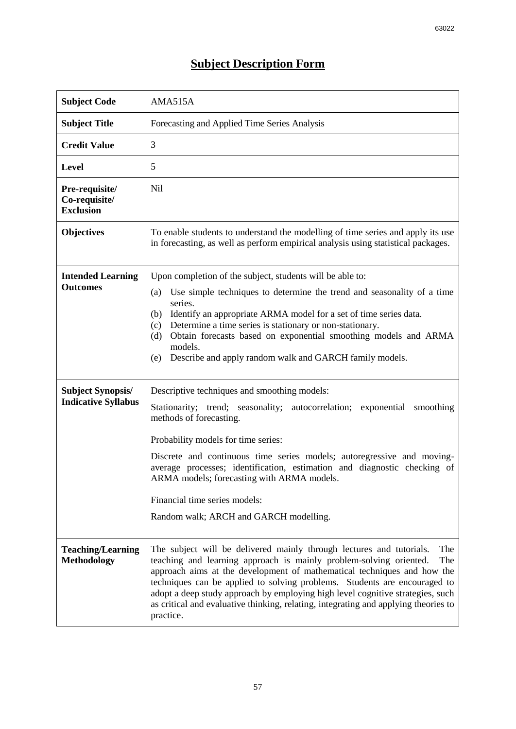# Subject Description Form

| **Subject Code** | AMA515A |
|---|---|
| **Subject Title** | Forecasting and Applied Time Series Analysis |
| **Credit Value** | 3 |
| **Level** | 5 |
| **Pre-requisite/ Co-requisite/ Exclusion** | Nil |
| **Objectives** | To enable students to understand the modelling of time series and apply its use in forecasting, as well as perform empirical analysis using statistical packages. |
| **Intended Learning Outcomes** | Upon completion of the subject, students will be able to:<br>(a) Use simple techniques to determine the trend and seasonality of a time series.<br>(b) Identify an appropriate ARMA model for a set of time series data.<br>(c) Determine a time series is stationary or non-stationary.<br>(d) Obtain forecasts based on exponential smoothing models and ARMA models.<br>(e) Describe and apply random walk and GARCH family models. |
| **Subject Synopsis/ Indicative Syllabus** | Descriptive techniques and smoothing models:<br>Stationarity; trend; seasonality; autocorrelation; exponential smoothing methods of forecasting.<br><br>Probability models for time series:<br>Discrete and continuous time series models; autoregressive and moving-average processes; identification, estimation and diagnostic checking of ARMA models; forecasting with ARMA models.<br><br>Financial time series models:<br>Random walk; ARCH and GARCH modelling. |
| **Teaching/Learning Methodology** | The subject will be delivered mainly through lectures and tutorials. The teaching and learning approach is mainly problem-solving oriented. The approach aims at the development of mathematical techniques and how the techniques can be applied to solving problems. Students are encouraged to adopt a deep study approach by employing high level cognitive strategies, such as critical and evaluative thinking, relating, integrating and applying theories to practice. |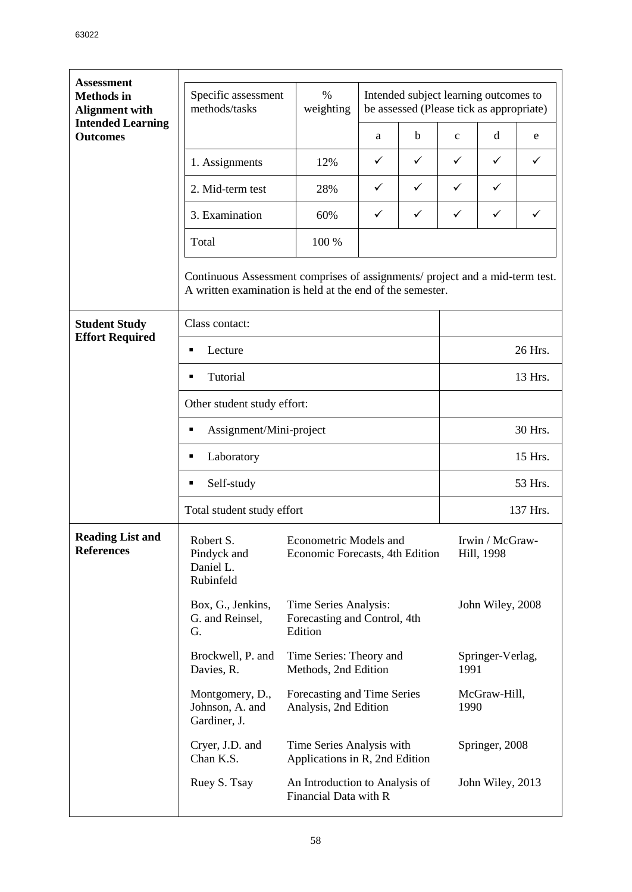| | |
|---|---|
| **Assessment Methods in Alignment with Intended Learning Outcomes** | |

| Specific assessment methods/tasks | % weighting | Intended subject learning outcomes to be assessed (Please tick as appropriate) | | | | |
|---|---|---|---|---|---|---|
| | | a | b | c | d | e |
| 1. Assignments | 12% | ✓ | ✓ | ✓ | ✓ | ✓ |
| 2. Mid-term test | 28% | ✓ | ✓ | ✓ | ✓ | |
| 3. Examination | 60% | ✓ | ✓ | ✓ | ✓ | ✓ |
| Total | 100 % | | | | | |

Continuous Assessment comprises of assignments/ project and a mid-term test. A written examination is held at the end of the semester.

**Student Study Effort Required**

| | |
|---|---|
| Class contact: | |
| ▪ Lecture | 26 Hrs. |
| ▪ Tutorial | 13 Hrs. |
| Other student study effort: | |
| ▪ Assignment/Mini-project | 30 Hrs. |
| ▪ Laboratory | 15 Hrs. |
| ▪ Self-study | 53 Hrs. |
| Total student study effort | 137 Hrs. |

**Reading List and References**

| | | |
|---|---|---|
| Robert S. Pindyck and Daniel L. Rubinfeld | Econometric Models and Economic Forecasts, 4th Edition | Irwin / McGraw-Hill, 1998 |
| Box, G., Jenkins, G. and Reinsel, G. | Time Series Analysis: Forecasting and Control, 4th Edition | John Wiley, 2008 |
| Brockwell, P. and Davies, R. | Time Series: Theory and Methods, 2nd Edition | Springer-Verlag, 1991 |
| Montgomery, D., Johnson, A. and Gardiner, J. | Forecasting and Time Series Analysis, 2nd Edition | McGraw-Hill, 1990 |
| Cryer, J.D. and Chan K.S. | Time Series Analysis with Applications in R, 2nd Edition | Springer, 2008 |
| Ruey S. Tsay | An Introduction to Analysis of Financial Data with R | John Wiley, 2013 |